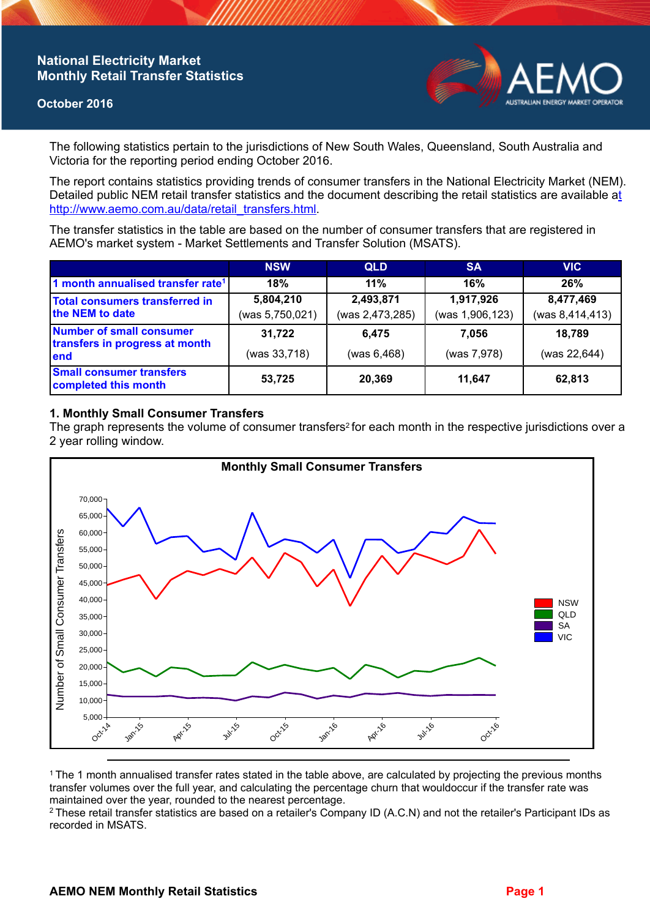# National Electricity Market Monthly Retail Transfer Statistics

**October 2016**

The following statistics pertain to the jurisdictions of New South Wales, Queensland, South Australia and Victoria for the reporting period ending October 2016.

The report contains statistics providing trends of consumer transfers in the National Electricity Market (NEM). Detailed public NEM retail transfer statistics and the document describing the retail statistics are available at http://www.aemo.com.au/data/retail_transfers.html.

The transfer statistics in the table are based on the number of consumer transfers that are registered in AEMO's market system - Market Settlements and Transfer Solution (MSATS).

| | NSW | QLD | SA | VIC |
|---|---|---|---|---|
| 1 month annualised transfer rate[1] | 18% | 11% | 16% | 26% |
| Total consumers transferred in the NEM to date | 5,804,210 (was 5,750,021) | 2,493,871 (was 2,473,285) | 1,917,926 (was 1,906,123) | 8,477,469 (was 8,414,413) |
| Number of small consumer transfers in progress at month end | 31,722 (was 33,718) | 6,475 (was 6,468) | 7,056 (was 7,978) | 18,789 (was 22,644) |
| Small consumer transfers completed this month | 53,725 | 20,369 | 11,647 | 62,813 |

## 1. Monthly Small Consumer Transfers

The graph represents the volume of consumer transfers[2] for each month in the respective jurisdictions over a 2 year rolling window.

**Monthly Small Consumer Transfers**

Number of Small Consumer Transfers (y-axis, 5,000 to 70,000); months Oct-14 to Oct-16 (x-axis). Legend: NSW, QLD, SA, VIC.

[1] The 1 month annualised transfer rates stated in the table above, are calculated by projecting the previous months transfer volumes over the full year, and calculating the percentage churn that wouldoccur if the transfer rate was maintained over the year, rounded to the nearest percentage.

[2] These retail transfer statistics are based on a retailer's Company ID (A.C.N) and not the retailer's Participant IDs as recorded in MSATS.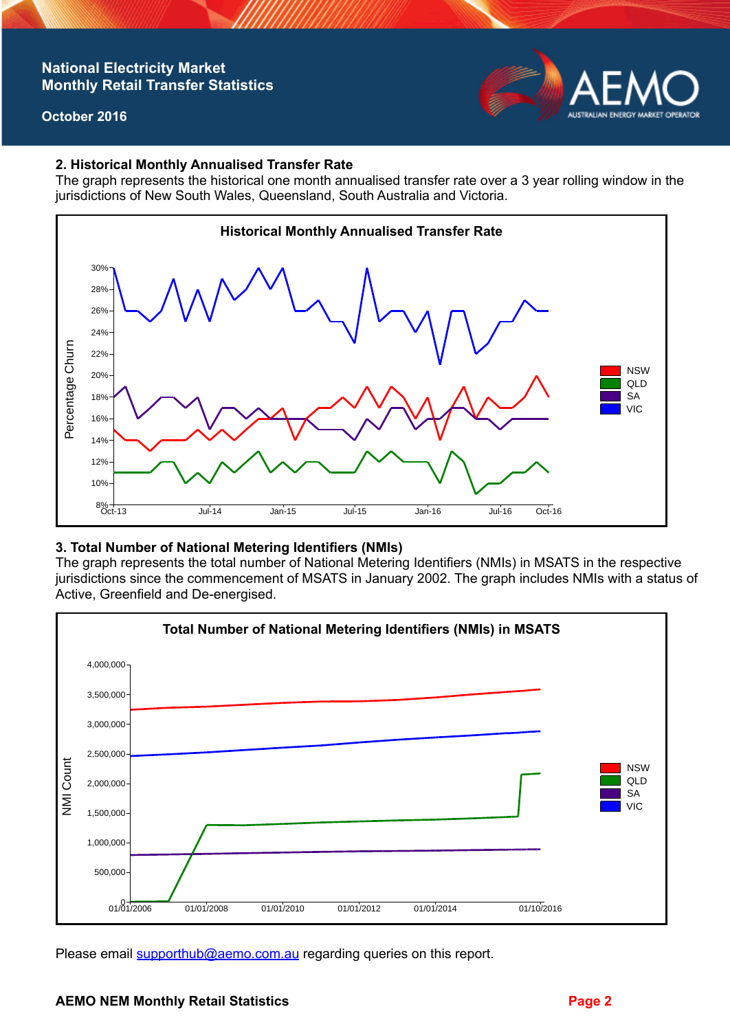National Electricity Market
Monthly Retail Transfer Statistics

October 2016

## 2. Historical Monthly Annualised Transfer Rate

The graph represents the historical one month annualised transfer rate over a 3 year rolling window in the jurisdictions of New South Wales, Queensland, South Australia and Victoria.

Historical Monthly Annualised Transfer Rate

Percentage Churn

30%
28%
26%
24%
22%
20%
18%
16%
14%
12%
10%
8%

Oct-13
Jul-14
Jan-15
Jul-15
Jan-16
Jul-16
Oct-16

NSW
QLD
SA
VIC

## 3. Total Number of National Metering Identifiers (NMIs)

The graph represents the total number of National Metering Identifiers (NMIs) in MSATS in the respective jurisdictions since the commencement of MSATS in January 2002. The graph includes NMIs with a status of Active, Greenfield and De-energised.

Total Number of National Metering Identifiers (NMIs) in MSATS

NMI Count

4,000,000
3,500,000
3,000,000
2,500,000
2,000,000
1,500,000
1,000,000
500,000
0

01/01/2006
01/01/2008
01/01/2010
01/01/2012
01/01/2014
01/10/2016

NSW
QLD
SA
VIC

Please email supporthub@aemo.com.au regarding queries on this report.